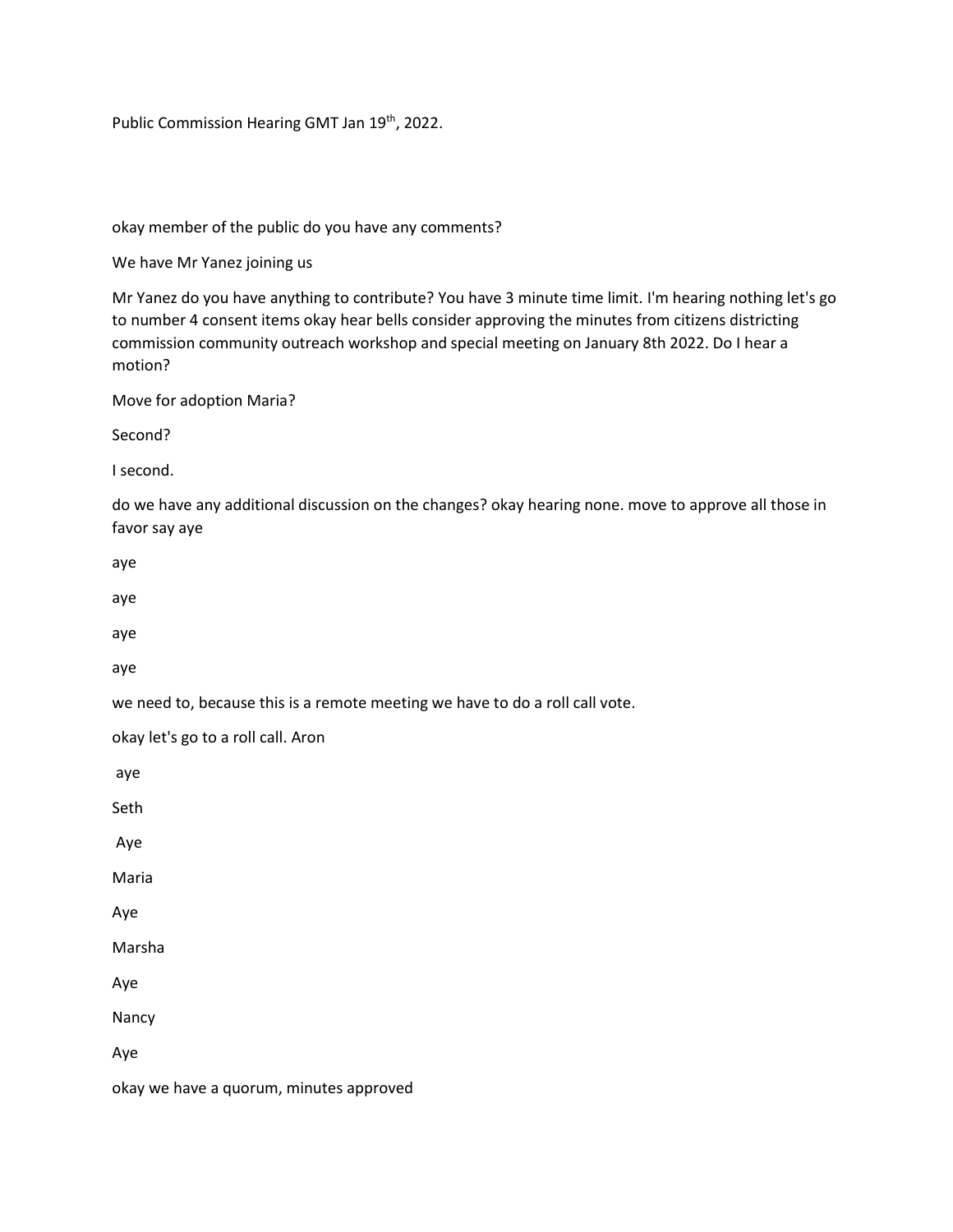Public Commission Hearing GMT Jan 19th, 2022.

okay member of the public do you have any comments?

We have Mr Yanez joining us

Mr Yanez do you have anything to contribute? You have 3 minute time limit. I'm hearing nothing let's go to number 4 consent items okay hear bells consider approving the minutes from citizens districting commission community outreach workshop and special meeting on January 8th 2022. Do I hear a motion?

Move for adoption Maria?

Second?

I second.

do we have any additional discussion on the changes? okay hearing none. move to approve all those in favor say aye

aye

aye

aye

aye

we need to, because this is a remote meeting we have to do a roll call vote.

okay let's go to a roll call. Aron

aye

Seth

Aye

Maria

Aye

Marsha

Aye

Nancy

Aye

okay we have a quorum, minutes approved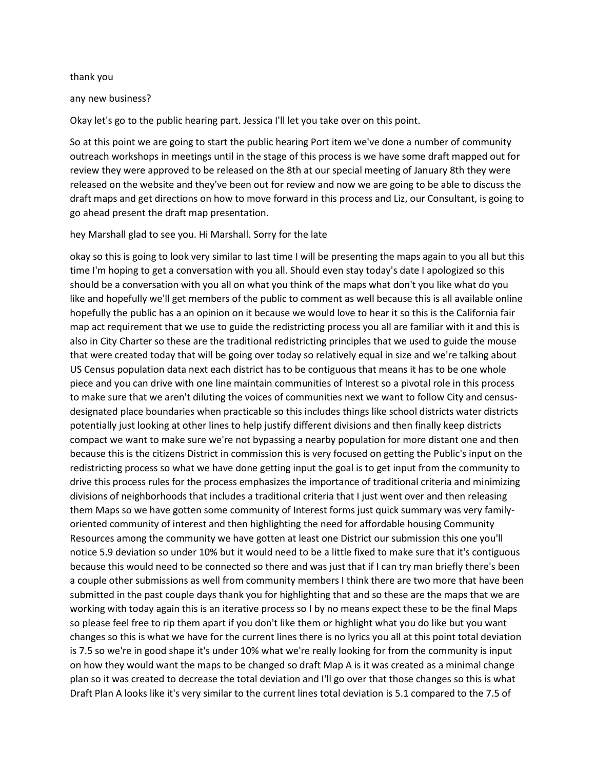thank you

any new business?

Okay let's go to the public hearing part. Jessica I'll let you take over on this point.

So at this point we are going to start the public hearing Port item we've done a number of community outreach workshops in meetings until in the stage of this process is we have some draft mapped out for review they were approved to be released on the 8th at our special meeting of January 8th they were released on the website and they've been out for review and now we are going to be able to discuss the draft maps and get directions on how to move forward in this process and Liz, our Consultant, is going to go ahead present the draft map presentation.

hey Marshall glad to see you. Hi Marshall. Sorry for the late

okay so this is going to look very similar to last time I will be presenting the maps again to you all but this time I'm hoping to get a conversation with you all. Should even stay today's date I apologized so this should be a conversation with you all on what you think of the maps what don't you like what do you like and hopefully we'll get members of the public to comment as well because this is all available online hopefully the public has a an opinion on it because we would love to hear it so this is the California fair map act requirement that we use to guide the redistricting process you all are familiar with it and this is also in City Charter so these are the traditional redistricting principles that we used to guide the mouse that were created today that will be going over today so relatively equal in size and we're talking about US Census population data next each district has to be contiguous that means it has to be one whole piece and you can drive with one line maintain communities of Interest so a pivotal role in this process to make sure that we aren't diluting the voices of communities next we want to follow City and census-designated place boundaries when practicable so this includes things like school districts water districts potentially just looking at other lines to help justify different divisions and then finally keep districts compact we want to make sure we're not bypassing a nearby population for more distant one and then because this is the citizens District in commission this is very focused on getting the Public's input on the redistricting process so what we have done getting input the goal is to get input from the community to drive this process rules for the process emphasizes the importance of traditional criteria and minimizing divisions of neighborhoods that includes a traditional criteria that I just went over and then releasing them Maps so we have gotten some community of Interest forms just quick summary was very family-oriented community of interest and then highlighting the need for affordable housing Community Resources among the community we have gotten at least one District our submission this one you'll notice 5.9 deviation so under 10% but it would need to be a little fixed to make sure that it's contiguous because this would need to be connected so there and was just that if I can try man briefly there's been a couple other submissions as well from community members I think there are two more that have been submitted in the past couple days thank you for highlighting that and so these are the maps that we are working with today again this is an iterative process so I by no means expect these to be the final Maps so please feel free to rip them apart if you don't like them or highlight what you do like but you want changes so this is what we have for the current lines there is no lyrics you all at this point total deviation is 7.5 so we're in good shape it's under 10% what we're really looking for from the community is input on how they would want the maps to be changed so draft Map A is it was created as a minimal change plan so it was created to decrease the total deviation and I'll go over that those changes so this is what Draft Plan A looks like it's very similar to the current lines total deviation is 5.1 compared to the 7.5 of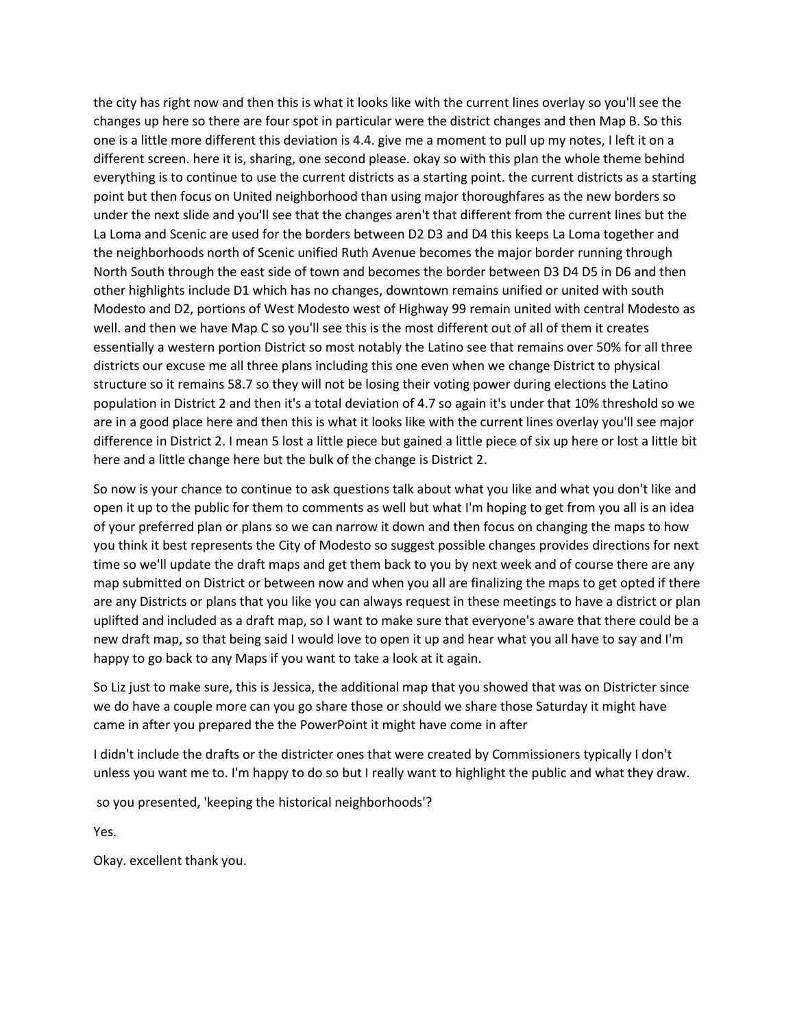the city has right now and then this is what it looks like with the current lines overlay so you'll see the changes up here so there are four spot in particular were the district changes and then Map B. So this one is a little more different this deviation is 4.4. give me a moment to pull up my notes, I left it on a different screen. here it is, sharing, one second please. okay so with this plan the whole theme behind everything is to continue to use the current districts as a starting point. the current districts as a starting point but then focus on United neighborhood than using major thoroughfares as the new borders so under the next slide and you'll see that the changes aren't that different from the current lines but the La Loma and Scenic are used for the borders between D2 D3 and D4 this keeps La Loma together and the neighborhoods north of Scenic unified Ruth Avenue becomes the major border running through North South through the east side of town and becomes the border between D3 D4 D5 in D6 and then other highlights include D1 which has no changes, downtown remains unified or united with south Modesto and D2, portions of West Modesto west of Highway 99 remain united with central Modesto as well. and then we have Map C so you'll see this is the most different out of all of them it creates essentially a western portion District so most notably the Latino see that remains over 50% for all three districts our excuse me all three plans including this one even when we change District to physical structure so it remains 58.7 so they will not be losing their voting power during elections the Latino population in District 2 and then it's a total deviation of 4.7 so again it's under that 10% threshold so we are in a good place here and then this is what it looks like with the current lines overlay you'll see major difference in District 2. I mean 5 lost a little piece but gained a little piece of six up here or lost a little bit here and a little change here but the bulk of the change is District 2.

So now is your chance to continue to ask questions talk about what you like and what you don't like and open it up to the public for them to comments as well but what I'm hoping to get from you all is an idea of your preferred plan or plans so we can narrow it down and then focus on changing the maps to how you think it best represents the City of Modesto so suggest possible changes provides directions for next time so we'll update the draft maps and get them back to you by next week and of course there are any map submitted on District or between now and when you all are finalizing the maps to get opted if there are any Districts or plans that you like you can always request in these meetings to have a district or plan uplifted and included as a draft map, so I want to make sure that everyone's aware that there could be a new draft map, so that being said I would love to open it up and hear what you all have to say and I'm happy to go back to any Maps if you want to take a look at it again.

So Liz just to make sure, this is Jessica, the additional map that you showed that was on Districter since we do have a couple more can you go share those or should we share those Saturday it might have came in after you prepared the the PowerPoint it might have come in after

I didn't include the drafts or the districter ones that were created by Commissioners typically I don't unless you want me to. I'm happy to do so but I really want to highlight the public and what they draw.

so you presented, 'keeping the historical neighborhoods'?

Yes.

Okay. excellent thank you.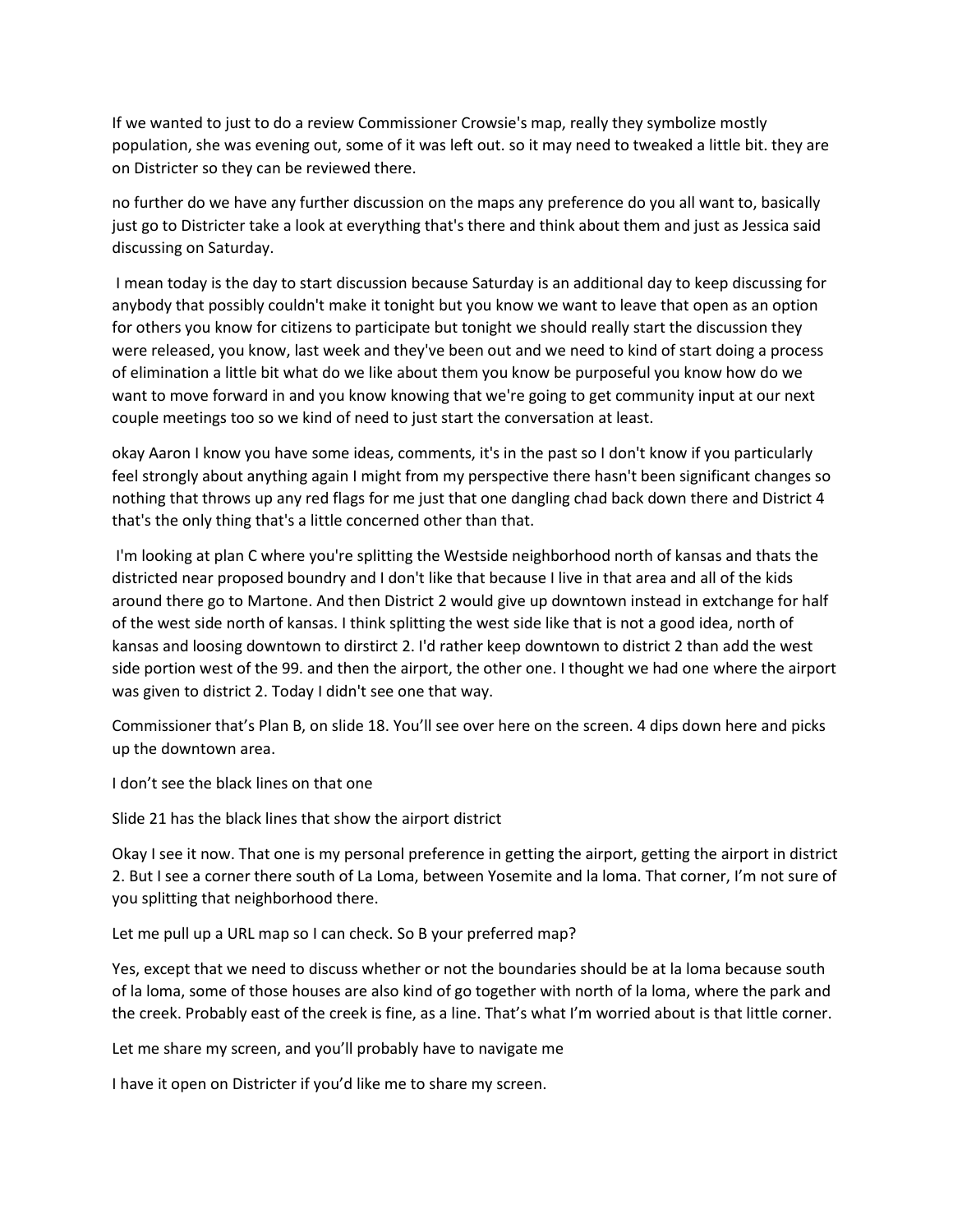If we wanted to just to do a review Commissioner Crowsie's map, really they symbolize mostly population, she was evening out, some of it was left out. so it may need to tweaked a little bit. they are on Districter so they can be reviewed there.

no further do we have any further discussion on the maps any preference do you all want to, basically just go to Districter take a look at everything that's there and think about them and just as Jessica said discussing on Saturday.

I mean today is the day to start discussion because Saturday is an additional day to keep discussing for anybody that possibly couldn't make it tonight but you know we want to leave that open as an option for others you know for citizens to participate but tonight we should really start the discussion they were released, you know, last week and they've been out and we need to kind of start doing a process of elimination a little bit what do we like about them you know be purposeful you know how do we want to move forward in and you know knowing that we're going to get community input at our next couple meetings too so we kind of need to just start the conversation at least.

okay Aaron I know you have some ideas, comments, it's in the past so I don't know if you particularly feel strongly about anything again I might from my perspective there hasn't been significant changes so nothing that throws up any red flags for me just that one dangling chad back down there and District 4 that's the only thing that's a little concerned other than that.

I'm looking at plan C where you're splitting the Westside neighborhood north of kansas and thats the districted near proposed boundry and I don't like that because I live in that area and all of the kids around there go to Martone. And then District 2 would give up downtown instead in extchange for half of the west side north of kansas. I think splitting the west side like that is not a good idea, north of kansas and loosing downtown to dirstirct 2. I'd rather keep downtown to district 2 than add the west side portion west of the 99. and then the airport, the other one. I thought we had one where the airport was given to district 2. Today I didn't see one that way.

Commissioner that's Plan B, on slide 18. You'll see over here on the screen. 4 dips down here and picks up the downtown area.

I don't see the black lines on that one

Slide 21 has the black lines that show the airport district

Okay I see it now. That one is my personal preference in getting the airport, getting the airport in district 2. But I see a corner there south of La Loma, between Yosemite and la loma. That corner, I'm not sure of you splitting that neighborhood there.

Let me pull up a URL map so I can check. So B your preferred map?

Yes, except that we need to discuss whether or not the boundaries should be at la loma because south of la loma, some of those houses are also kind of go together with north of la loma, where the park and the creek. Probably east of the creek is fine, as a line. That's what I'm worried about is that little corner.

Let me share my screen, and you'll probably have to navigate me

I have it open on Districter if you'd like me to share my screen.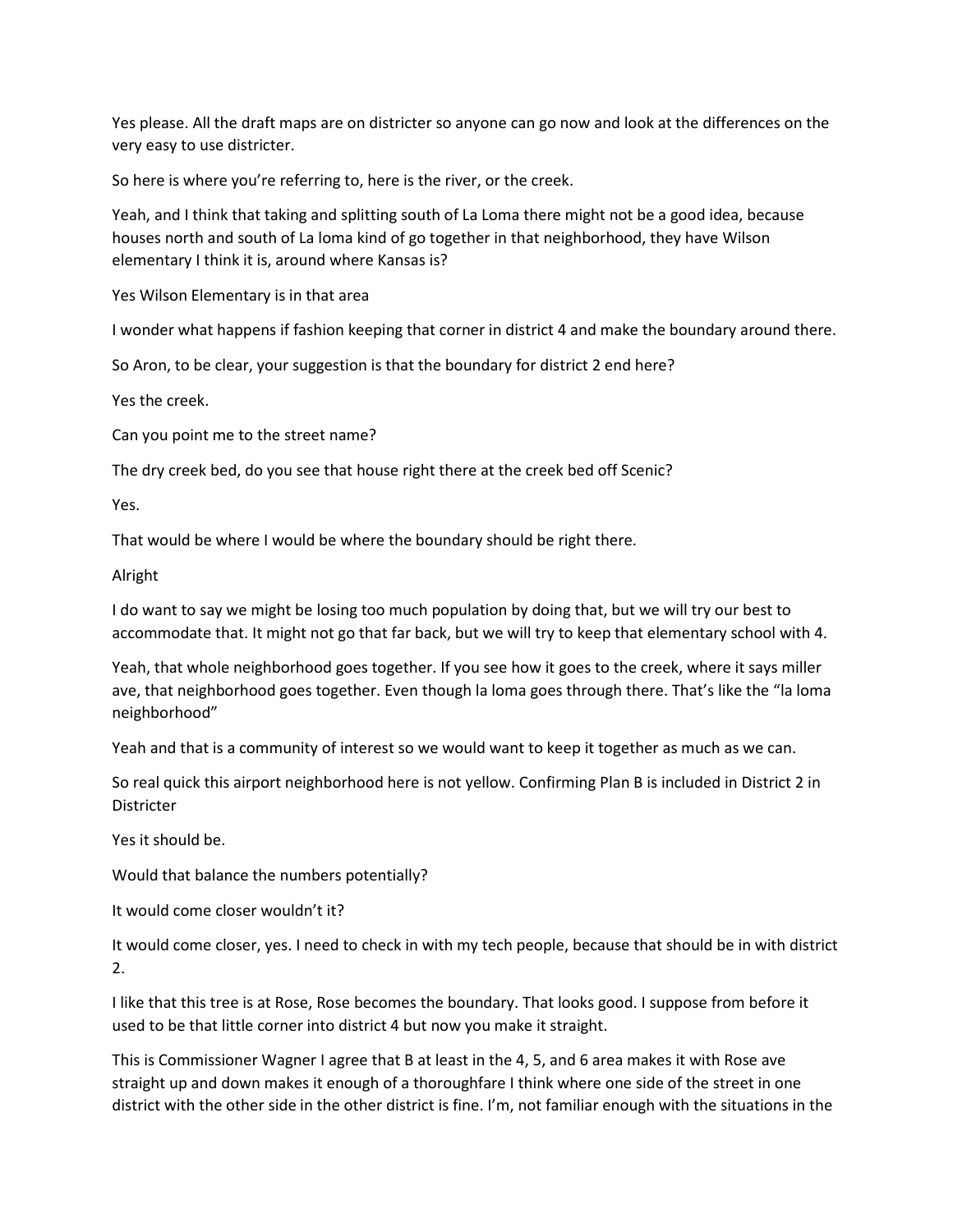Yes please. All the draft maps are on districter so anyone can go now and look at the differences on the very easy to use districter.

So here is where you're referring to, here is the river, or the creek.

Yeah, and I think that taking and splitting south of La Loma there might not be a good idea, because houses north and south of La loma kind of go together in that neighborhood, they have Wilson elementary I think it is, around where Kansas is?

Yes Wilson Elementary is in that area

I wonder what happens if fashion keeping that corner in district 4 and make the boundary around there.

So Aron, to be clear, your suggestion is that the boundary for district 2 end here?

Yes the creek.

Can you point me to the street name?

The dry creek bed, do you see that house right there at the creek bed off Scenic?

Yes.

That would be where I would be where the boundary should be right there.

Alright

I do want to say we might be losing too much population by doing that, but we will try our best to accommodate that. It might not go that far back, but we will try to keep that elementary school with 4.

Yeah, that whole neighborhood goes together. If you see how it goes to the creek, where it says miller ave, that neighborhood goes together. Even though la loma goes through there. That's like the "la loma neighborhood"

Yeah and that is a community of interest so we would want to keep it together as much as we can.

So real quick this airport neighborhood here is not yellow. Confirming Plan B is included in District 2 in Districter

Yes it should be.

Would that balance the numbers potentially?

It would come closer wouldn't it?

It would come closer, yes. I need to check in with my tech people, because that should be in with district 2.

I like that this tree is at Rose, Rose becomes the boundary. That looks good. I suppose from before it used to be that little corner into district 4 but now you make it straight.

This is Commissioner Wagner I agree that B at least in the 4, 5, and 6 area makes it with Rose ave straight up and down makes it enough of a thoroughfare I think where one side of the street in one district with the other side in the other district is fine. I'm, not familiar enough with the situations in the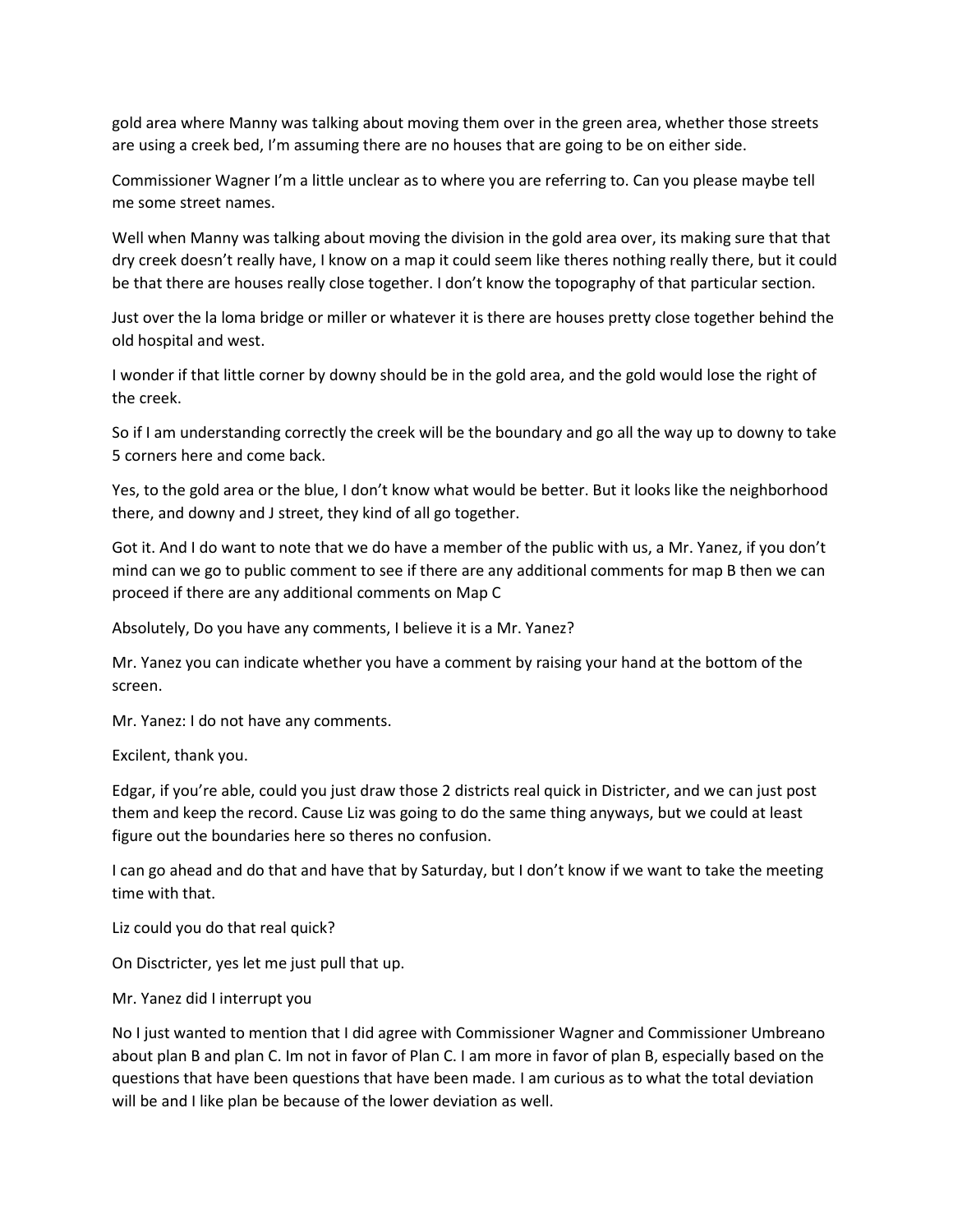gold area where Manny was talking about moving them over in the green area, whether those streets are using a creek bed, I'm assuming there are no houses that are going to be on either side.

Commissioner Wagner I'm a little unclear as to where you are referring to. Can you please maybe tell me some street names.

Well when Manny was talking about moving the division in the gold area over, its making sure that that dry creek doesn't really have, I know on a map it could seem like theres nothing really there, but it could be that there are houses really close together. I don't know the topography of that particular section.

Just over the la loma bridge or miller or whatever it is there are houses pretty close together behind the old hospital and west.

I wonder if that little corner by downy should be in the gold area, and the gold would lose the right of the creek.

So if I am understanding correctly the creek will be the boundary and go all the way up to downy to take 5 corners here and come back.

Yes, to the gold area or the blue, I don't know what would be better. But it looks like the neighborhood there, and downy and J street, they kind of all go together.

Got it. And I do want to note that we do have a member of the public with us, a Mr. Yanez, if you don't mind can we go to public comment to see if there are any additional comments for map B then we can proceed if there are any additional comments on Map C

Absolutely, Do you have any comments, I believe it is a Mr. Yanez?

Mr. Yanez you can indicate whether you have a comment by raising your hand at the bottom of the screen.

Mr. Yanez: I do not have any comments.

Excilent, thank you.

Edgar, if you're able, could you just draw those 2 districts real quick in Districter, and we can just post them and keep the record. Cause Liz was going to do the same thing anyways, but we could at least figure out the boundaries here so theres no confusion.

I can go ahead and do that and have that by Saturday, but I don't know if we want to take the meeting time with that.

Liz could you do that real quick?

On Disctricter, yes let me just pull that up.

Mr. Yanez did I interrupt you

No I just wanted to mention that I did agree with Commissioner Wagner and Commissioner Umbreano about plan B and plan C. Im not in favor of Plan C. I am more in favor of plan B, especially based on the questions that have been questions that have been made. I am curious as to what the total deviation will be and I like plan be because of the lower deviation as well.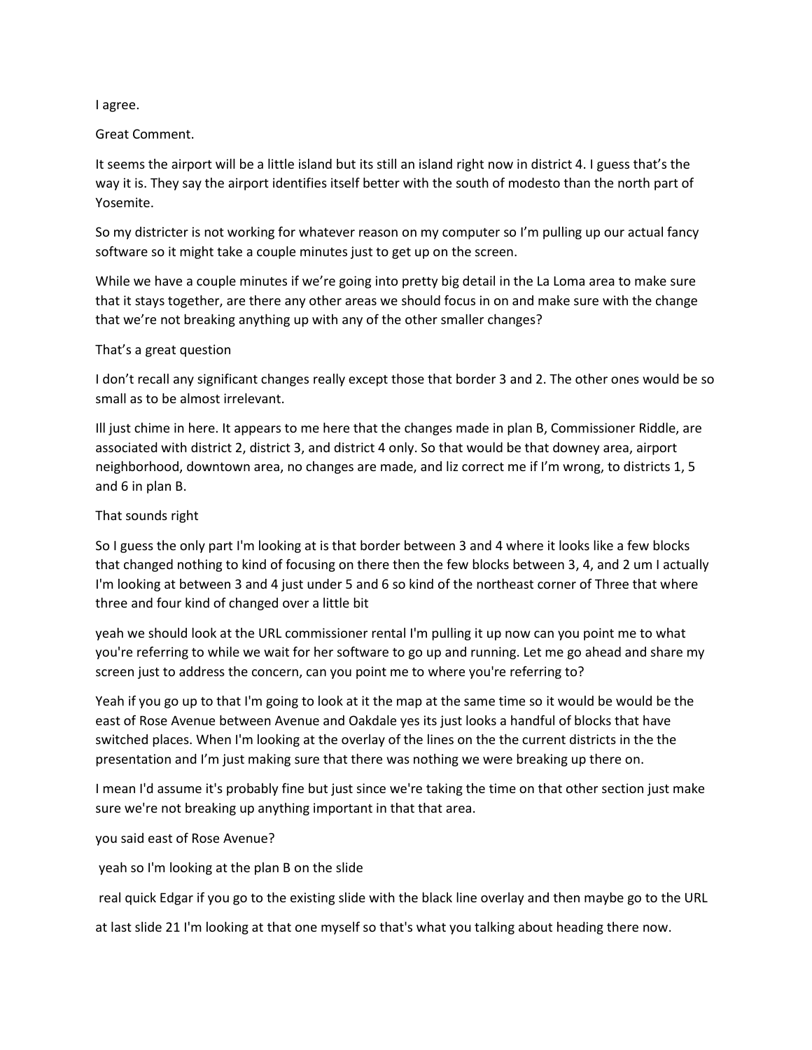I agree.

Great Comment.

It seems the airport will be a little island but its still an island right now in district 4. I guess that's the way it is. They say the airport identifies itself better with the south of modesto than the north part of Yosemite.

So my districter is not working for whatever reason on my computer so I'm pulling up our actual fancy software so it might take a couple minutes just to get up on the screen.

While we have a couple minutes if we're going into pretty big detail in the La Loma area to make sure that it stays together, are there any other areas we should focus in on and make sure with the change that we're not breaking anything up with any of the other smaller changes?

That's a great question

I don't recall any significant changes really except those that border 3 and 2. The other ones would be so small as to be almost irrelevant.

Ill just chime in here. It appears to me here that the changes made in plan B, Commissioner Riddle, are associated with district 2, district 3, and district 4 only. So that would be that downey area, airport neighborhood, downtown area, no changes are made, and liz correct me if I'm wrong, to districts 1, 5 and 6 in plan B.

That sounds right

So I guess the only part I'm looking at is that border between 3 and 4 where it looks like a few blocks that changed nothing to kind of focusing on there then the few blocks between 3, 4, and 2 um I actually I'm looking at between 3 and 4 just under 5 and 6 so kind of the northeast corner of Three that where three and four kind of changed over a little bit

yeah we should look at the URL commissioner rental I'm pulling it up now can you point me to what you're referring to while we wait for her software to go up and running. Let me go ahead and share my screen just to address the concern, can you point me to where you're referring to?

Yeah if you go up to that I'm going to look at it the map at the same time so it would be would be the east of Rose Avenue between Avenue and Oakdale yes its just looks a handful of blocks that have switched places. When I'm looking at the overlay of the lines on the the current districts in the the presentation and I'm just making sure that there was nothing we were breaking up there on.

I mean I'd assume it's probably fine but just since we're taking the time on that other section just make sure we're not breaking up anything important in that that area.

you said east of Rose Avenue?

yeah so I'm looking at the plan B on the slide

real quick Edgar if you go to the existing slide with the black line overlay and then maybe go to the URL

at last slide 21 I'm looking at that one myself so that's what you talking about heading there now.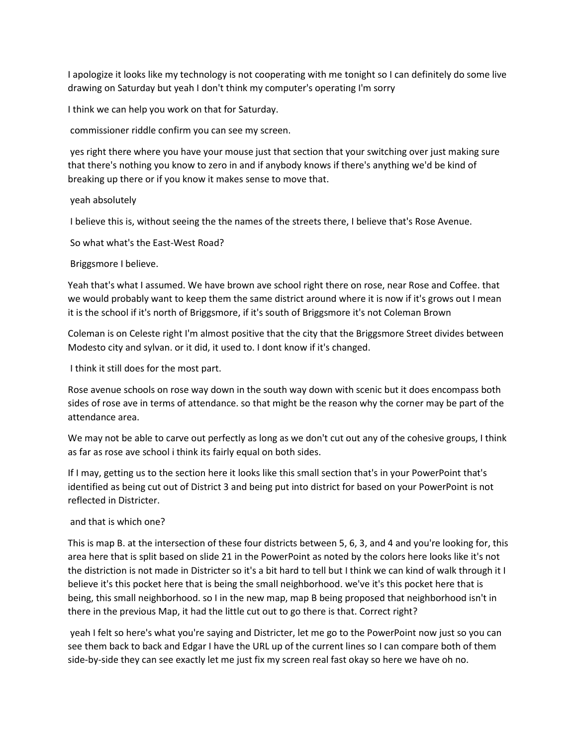I apologize it looks like my technology is not cooperating with me tonight so I can definitely do some live drawing on Saturday but yeah I don't think my computer's operating I'm sorry

I think we can help you work on that for Saturday.

commissioner riddle confirm you can see my screen.

yes right there where you have your mouse just that section that your switching over just making sure that there's nothing you know to zero in and if anybody knows if there's anything we'd be kind of breaking up there or if you know it makes sense to move that.

yeah absolutely

I believe this is, without seeing the the names of the streets there, I believe that's Rose Avenue.

So what what's the East-West Road?

Briggsmore I believe.

Yeah that's what I assumed. We have brown ave school right there on rose, near Rose and Coffee. that we would probably want to keep them the same district around where it is now if it's grows out I mean it is the school if it's north of Briggsmore, if it's south of Briggsmore it's not Coleman Brown

Coleman is on Celeste right I'm almost positive that the city that the Briggsmore Street divides between Modesto city and sylvan. or it did, it used to. I dont know if it's changed.

I think it still does for the most part.

Rose avenue schools on rose way down in the south way down with scenic but it does encompass both sides of rose ave in terms of attendance. so that might be the reason why the corner may be part of the attendance area.

We may not be able to carve out perfectly as long as we don't cut out any of the cohesive groups, I think as far as rose ave school i think its fairly equal on both sides.

If I may, getting us to the section here it looks like this small section that's in your PowerPoint that's identified as being cut out of District 3 and being put into district for based on your PowerPoint is not reflected in Districter.

and that is which one?

This is map B. at the intersection of these four districts between 5, 6, 3, and 4 and you're looking for, this area here that is split based on slide 21 in the PowerPoint as noted by the colors here looks like it's not the distriction is not made in Districter so it's a bit hard to tell but I think we can kind of walk through it I believe it's this pocket here that is being the small neighborhood. we've it's this pocket here that is being, this small neighborhood. so I in the new map, map B being proposed that neighborhood isn't in there in the previous Map, it had the little cut out to go there is that. Correct right?

yeah I felt so here's what you're saying and Districter, let me go to the PowerPoint now just so you can see them back to back and Edgar I have the URL up of the current lines so I can compare both of them side-by-side they can see exactly let me just fix my screen real fast okay so here we have oh no.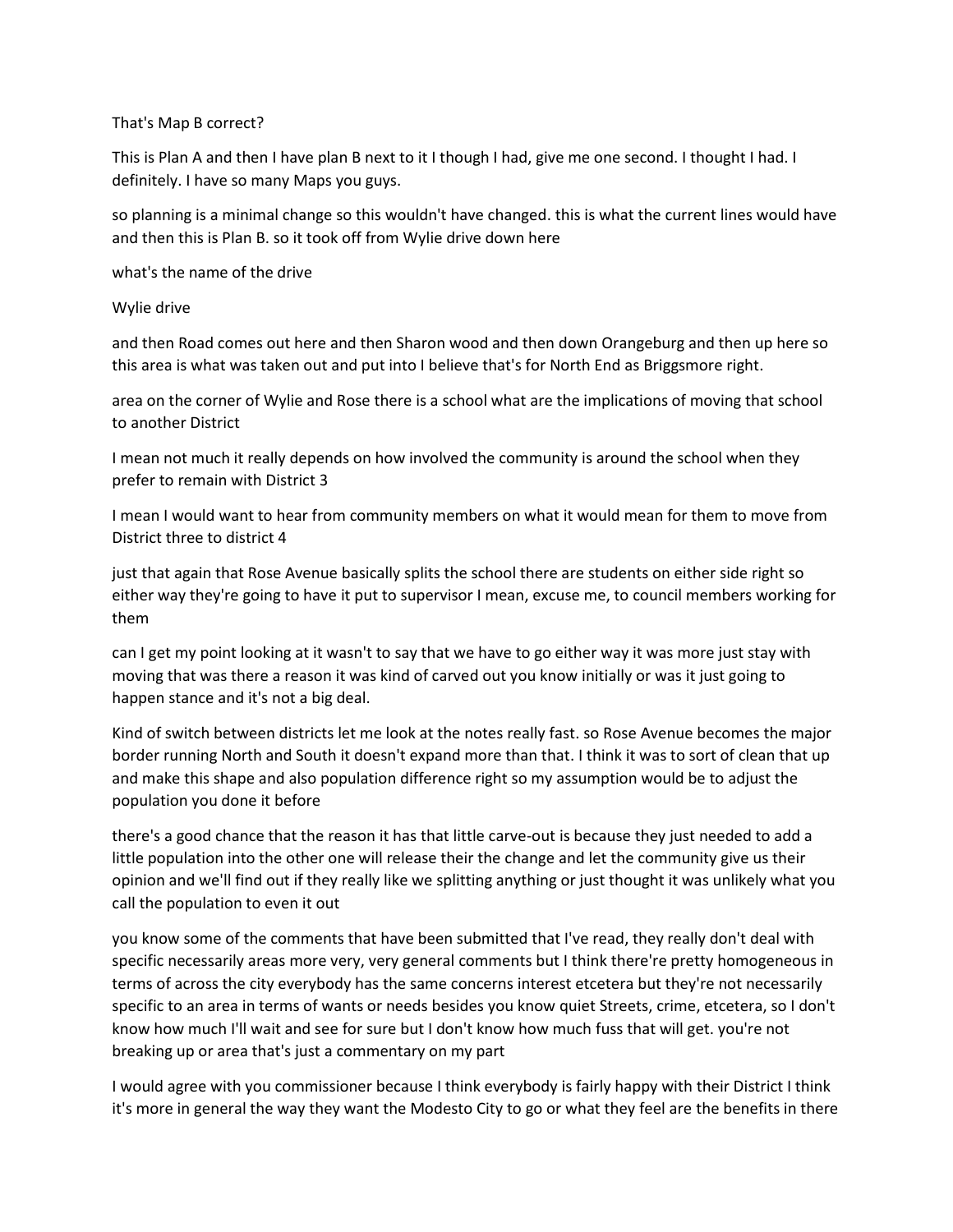That's Map B correct?

This is Plan A and then I have plan B next to it I though I had, give me one second. I thought I had. I definitely. I have so many Maps you guys.

so planning is a minimal change so this wouldn't have changed. this is what the current lines would have and then this is Plan B. so it took off from Wylie drive down here

what's the name of the drive

Wylie drive

and then Road comes out here and then Sharon wood and then down Orangeburg and then up here so this area is what was taken out and put into I believe that's for North End as Briggsmore right.

area on the corner of Wylie and Rose there is a school what are the implications of moving that school to another District

I mean not much it really depends on how involved the community is around the school when they prefer to remain with District 3

I mean I would want to hear from community members on what it would mean for them to move from District three to district 4

just that again that Rose Avenue basically splits the school there are students on either side right so either way they're going to have it put to supervisor I mean, excuse me, to council members working for them

can I get my point looking at it wasn't to say that we have to go either way it was more just stay with moving that was there a reason it was kind of carved out you know initially or was it just going to happen stance and it's not a big deal.

Kind of switch between districts let me look at the notes really fast. so Rose Avenue becomes the major border running North and South it doesn't expand more than that. I think it was to sort of clean that up and make this shape and also population difference right so my assumption would be to adjust the population you done it before

there's a good chance that the reason it has that little carve-out is because they just needed to add a little population into the other one will release their the change and let the community give us their opinion and we'll find out if they really like we splitting anything or just thought it was unlikely what you call the population to even it out

you know some of the comments that have been submitted that I've read, they really don't deal with specific necessarily areas more very, very general comments but I think there're pretty homogeneous in terms of across the city everybody has the same concerns interest etcetera but they're not necessarily specific to an area in terms of wants or needs besides you know quiet Streets, crime, etcetera, so I don't know how much I'll wait and see for sure but I don't know how much fuss that will get. you're not breaking up or area that's just a commentary on my part

I would agree with you commissioner because I think everybody is fairly happy with their District I think it's more in general the way they want the Modesto City to go or what they feel are the benefits in there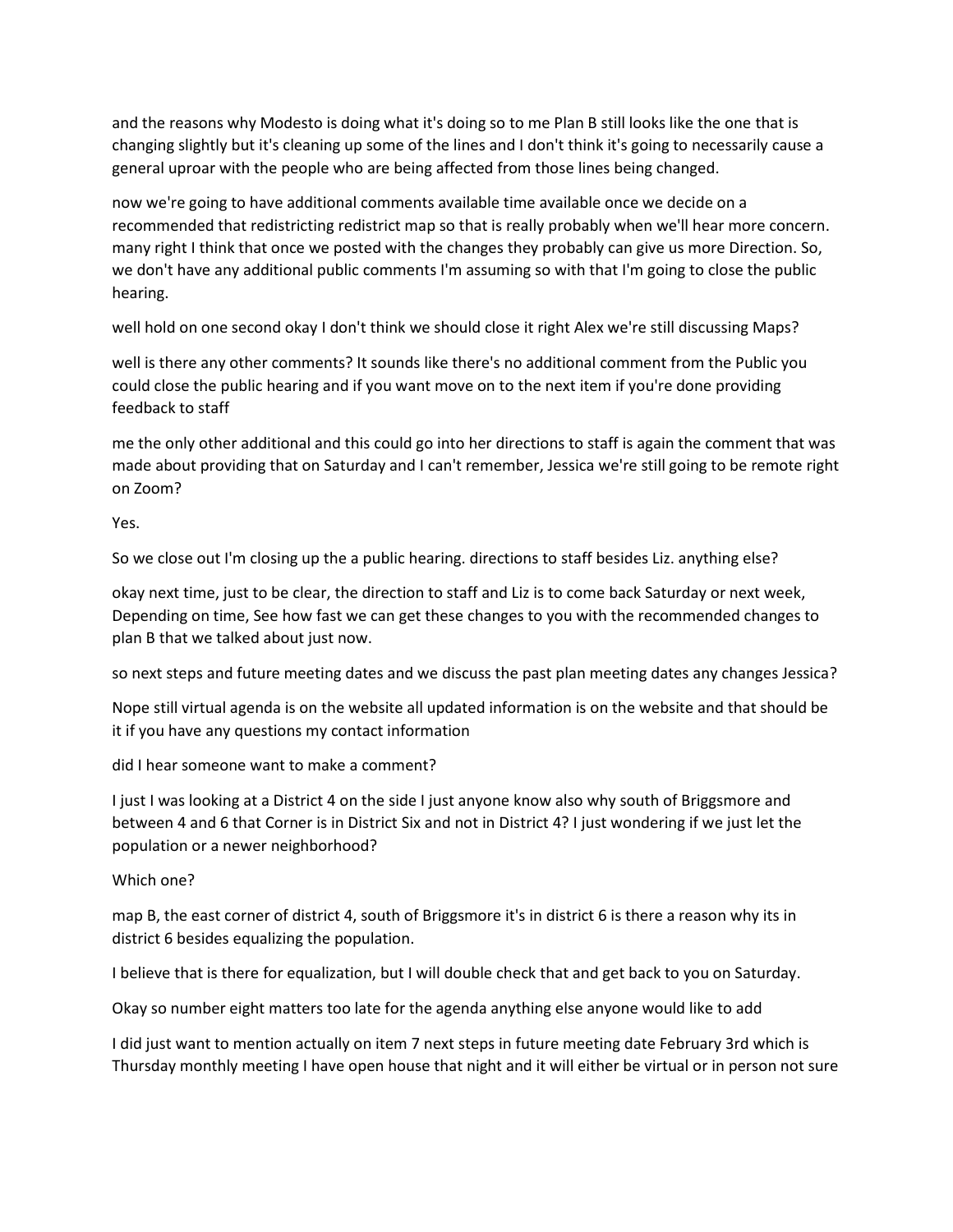and the reasons why Modesto is doing what it's doing so to me Plan B still looks like the one that is changing slightly but it's cleaning up some of the lines and I don't think it's going to necessarily cause a general uproar with the people who are being affected from those lines being changed.

now we're going to have additional comments available time available once we decide on a recommended that redistricting redistrict map so that is really probably when we'll hear more concern. many right I think that once we posted with the changes they probably can give us more Direction. So, we don't have any additional public comments I'm assuming so with that I'm going to close the public hearing.

well hold on one second okay I don't think we should close it right Alex we're still discussing Maps?

well is there any other comments? It sounds like there's no additional comment from the Public you could close the public hearing and if you want move on to the next item if you're done providing feedback to staff

me the only other additional and this could go into her directions to staff is again the comment that was made about providing that on Saturday and I can't remember, Jessica we're still going to be remote right on Zoom?

Yes.

So we close out I'm closing up the a public hearing. directions to staff besides Liz. anything else?

okay next time, just to be clear, the direction to staff and Liz is to come back Saturday or next week, Depending on time, See how fast we can get these changes to you with the recommended changes to plan B that we talked about just now.

so next steps and future meeting dates and we discuss the past plan meeting dates any changes Jessica?

Nope still virtual agenda is on the website all updated information is on the website and that should be it if you have any questions my contact information

did I hear someone want to make a comment?

I just I was looking at a District 4 on the side I just anyone know also why south of Briggsmore and between 4 and 6 that Corner is in District Six and not in District 4? I just wondering if we just let the population or a newer neighborhood?

Which one?

map B, the east corner of district 4, south of Briggsmore it's in district 6 is there a reason why its in district 6 besides equalizing the population.

I believe that is there for equalization, but I will double check that and get back to you on Saturday.

Okay so number eight matters too late for the agenda anything else anyone would like to add

I did just want to mention actually on item 7 next steps in future meeting date February 3rd which is Thursday monthly meeting I have open house that night and it will either be virtual or in person not sure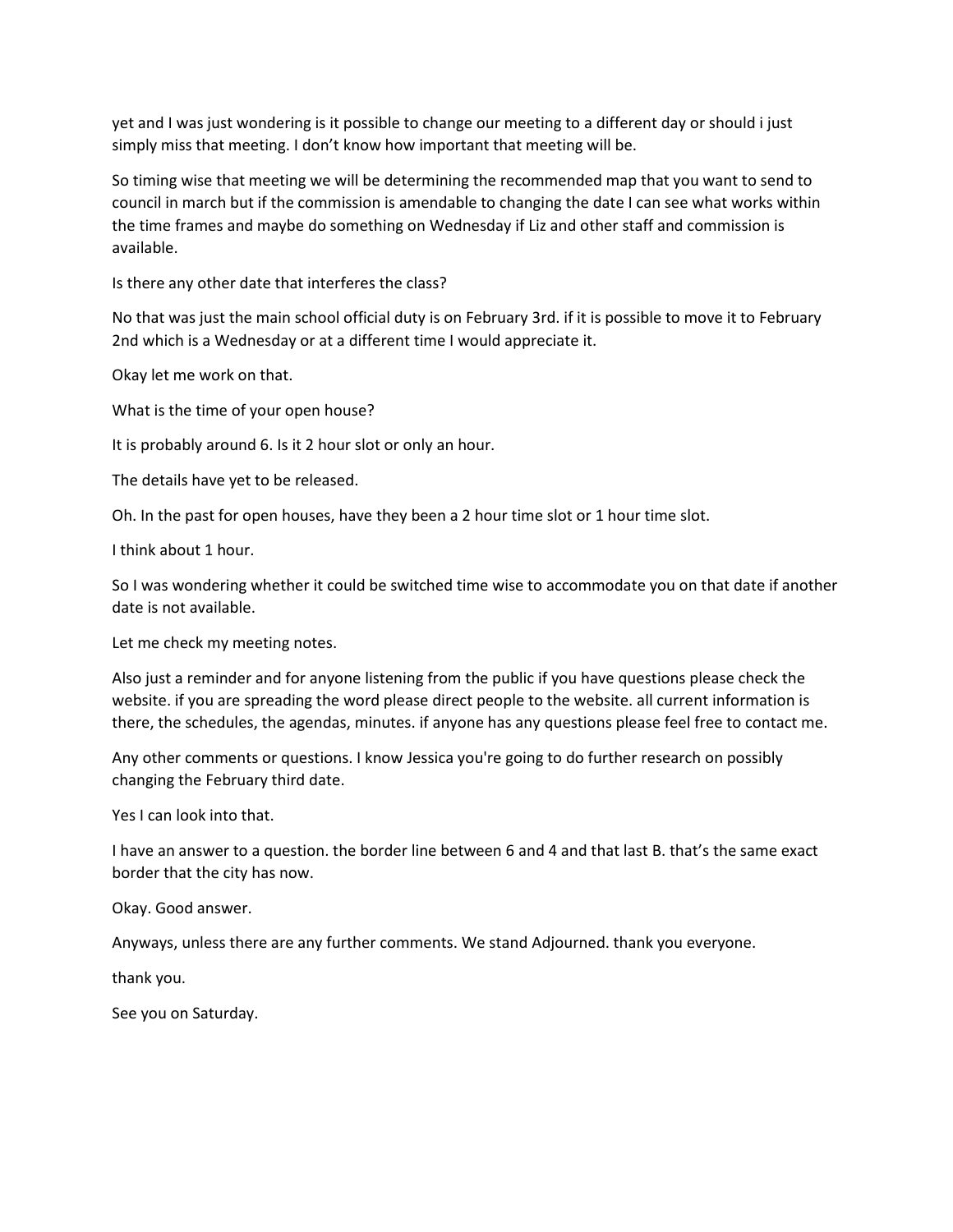yet and I was just wondering is it possible to change our meeting to a different day or should i just simply miss that meeting. I don't know how important that meeting will be.

So timing wise that meeting we will be determining the recommended map that you want to send to council in march but if the commission is amendable to changing the date I can see what works within the time frames and maybe do something on Wednesday if Liz and other staff and commission is available.

Is there any other date that interferes the class?

No that was just the main school official duty is on February 3rd. if it is possible to move it to February 2nd which is a Wednesday or at a different time I would appreciate it.

Okay let me work on that.

What is the time of your open house?

It is probably around 6. Is it 2 hour slot or only an hour.

The details have yet to be released.

Oh. In the past for open houses, have they been a 2 hour time slot or 1 hour time slot.

I think about 1 hour.

So I was wondering whether it could be switched time wise to accommodate you on that date if another date is not available.

Let me check my meeting notes.

Also just a reminder and for anyone listening from the public if you have questions please check the website. if you are spreading the word please direct people to the website. all current information is there, the schedules, the agendas, minutes. if anyone has any questions please feel free to contact me.

Any other comments or questions. I know Jessica you're going to do further research on possibly changing the February third date.

Yes I can look into that.

I have an answer to a question. the border line between 6 and 4 and that last B. that's the same exact border that the city has now.

Okay. Good answer.

Anyways, unless there are any further comments. We stand Adjourned. thank you everyone.

thank you.

See you on Saturday.